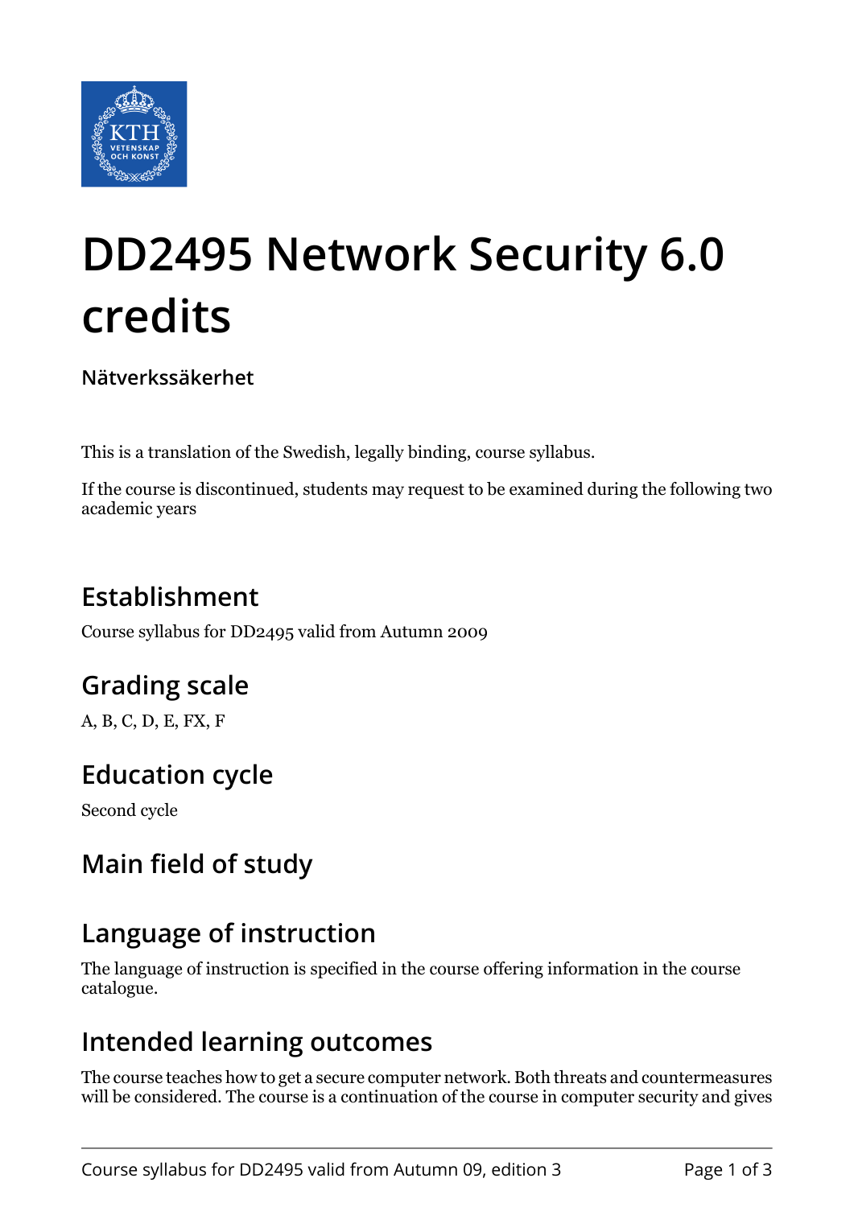# DD2495 Network Security 6.0 credits

**Nätverkssäkerhet**

This is a translation of the Swedish, legally binding, course syllabus.

If the course is discontinued, students may request to be examined during the following two academic years

## Establishment

Course syllabus for DD2495 valid from Autumn 2009

## Grading scale

A, B, C, D, E, FX, F

## Education cycle

Second cycle

## Main field of study

## Language of instruction

The language of instruction is specified in the course offering information in the course catalogue.

## Intended learning outcomes

The course teaches how to get a secure computer network. Both threats and countermeasures will be considered. The course is a continuation of the course in computer security and gives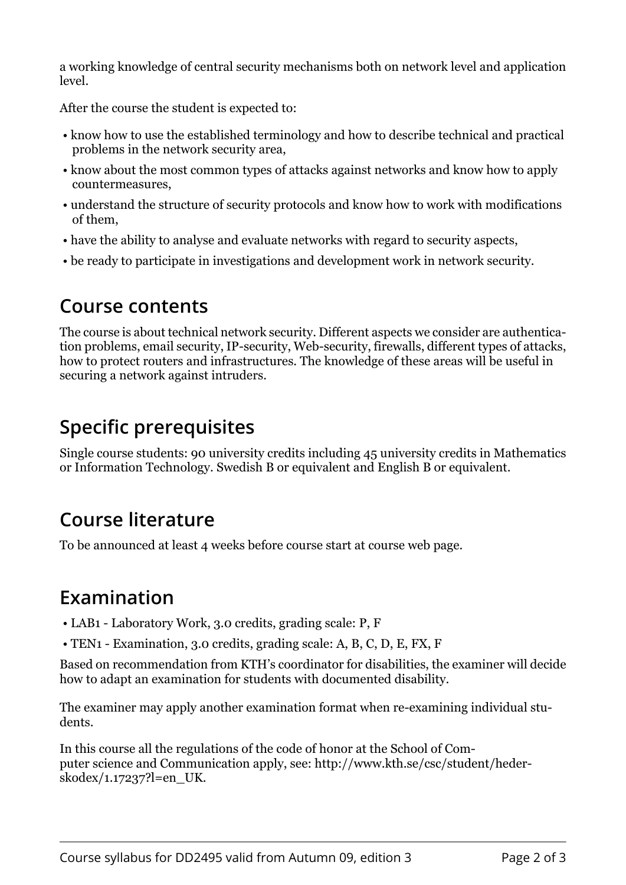a working knowledge of central security mechanisms both on network level and application level.

After the course the student is expected to:

- know how to use the established terminology and how to describe technical and practical problems in the network security area,
- know about the most common types of attacks against networks and know how to apply countermeasures,
- understand the structure of security protocols and know how to work with modifications of them,
- have the ability to analyse and evaluate networks with regard to security aspects,
- be ready to participate in investigations and development work in network security.

## Course contents

The course is about technical network security. Different aspects we consider are authentication problems, email security, IP-security, Web-security, firewalls, different types of attacks, how to protect routers and infrastructures. The knowledge of these areas will be useful in securing a network against intruders.

## Specific prerequisites

Single course students: 90 university credits including 45 university credits in Mathematics or Information Technology. Swedish B or equivalent and English B or equivalent.

## Course literature

To be announced at least 4 weeks before course start at course web page.

## Examination

- LAB1 - Laboratory Work, 3.0 credits, grading scale: P, F
- TEN1 - Examination, 3.0 credits, grading scale: A, B, C, D, E, FX, F

Based on recommendation from KTH's coordinator for disabilities, the examiner will decide how to adapt an examination for students with documented disability.

The examiner may apply another examination format when re-examining individual students.

In this course all the regulations of the code of honor at the School of Computer science and Communication apply, see: http://www.kth.se/csc/student/hederskodex/1.17237?l=en_UK.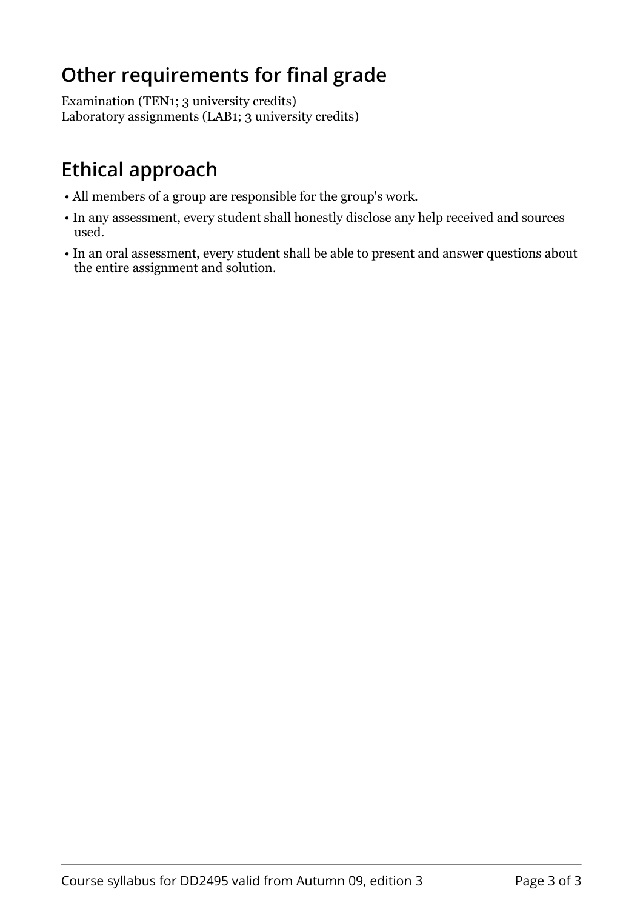## Other requirements for final grade

Examination (TEN1; 3 university credits)
Laboratory assignments (LAB1; 3 university credits)

## Ethical approach

- All members of a group are responsible for the group's work.
- In any assessment, every student shall honestly disclose any help received and sources used.
- In an oral assessment, every student shall be able to present and answer questions about the entire assignment and solution.